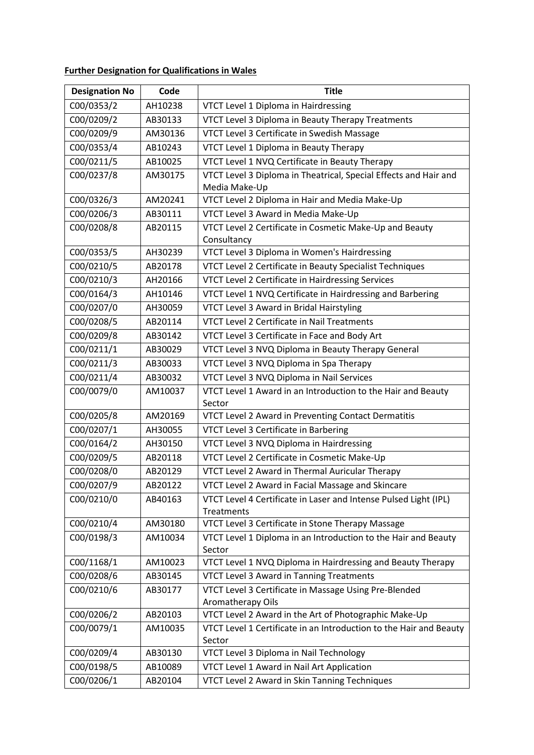**Further Designation for Qualifications in Wales**

| Designation No | Code | Title |
|---|---|---|
| C00/0353/2 | AH10238 | VTCT Level 1 Diploma in Hairdressing |
| C00/0209/2 | AB30133 | VTCT Level 3 Diploma in Beauty Therapy Treatments |
| C00/0209/9 | AM30136 | VTCT Level 3 Certificate in Swedish Massage |
| C00/0353/4 | AB10243 | VTCT Level 1 Diploma in Beauty Therapy |
| C00/0211/5 | AB10025 | VTCT Level 1 NVQ Certificate in Beauty Therapy |
| C00/0237/8 | AM30175 | VTCT Level 3 Diploma in Theatrical, Special Effects and Hair and Media Make-Up |
| C00/0326/3 | AM20241 | VTCT Level 2 Diploma in Hair and Media Make-Up |
| C00/0206/3 | AB30111 | VTCT Level 3 Award in Media Make-Up |
| C00/0208/8 | AB20115 | VTCT Level 2 Certificate in Cosmetic Make-Up and Beauty Consultancy |
| C00/0353/5 | AH30239 | VTCT Level 3 Diploma in Women's Hairdressing |
| C00/0210/5 | AB20178 | VTCT Level 2 Certificate in Beauty Specialist Techniques |
| C00/0210/3 | AH20166 | VTCT Level 2 Certificate in Hairdressing Services |
| C00/0164/3 | AH10146 | VTCT Level 1 NVQ Certificate in Hairdressing and Barbering |
| C00/0207/0 | AH30059 | VTCT Level 3 Award in Bridal Hairstyling |
| C00/0208/5 | AB20114 | VTCT Level 2 Certificate in Nail Treatments |
| C00/0209/8 | AB30142 | VTCT Level 3 Certificate in Face and Body Art |
| C00/0211/1 | AB30029 | VTCT Level 3 NVQ Diploma in Beauty Therapy General |
| C00/0211/3 | AB30033 | VTCT Level 3 NVQ Diploma in Spa Therapy |
| C00/0211/4 | AB30032 | VTCT Level 3 NVQ Diploma in Nail Services |
| C00/0079/0 | AM10037 | VTCT Level 1 Award in an Introduction to the Hair and Beauty Sector |
| C00/0205/8 | AM20169 | VTCT Level 2 Award in Preventing Contact Dermatitis |
| C00/0207/1 | AH30055 | VTCT Level 3 Certificate in Barbering |
| C00/0164/2 | AH30150 | VTCT Level 3 NVQ Diploma in Hairdressing |
| C00/0209/5 | AB20118 | VTCT Level 2 Certificate in Cosmetic Make-Up |
| C00/0208/0 | AB20129 | VTCT Level 2 Award in Thermal Auricular Therapy |
| C00/0207/9 | AB20122 | VTCT Level 2 Award in Facial Massage and Skincare |
| C00/0210/0 | AB40163 | VTCT Level 4 Certificate in Laser and Intense Pulsed Light (IPL) Treatments |
| C00/0210/4 | AM30180 | VTCT Level 3 Certificate in Stone Therapy Massage |
| C00/0198/3 | AM10034 | VTCT Level 1 Diploma in an Introduction to the Hair and Beauty Sector |
| C00/1168/1 | AM10023 | VTCT Level 1 NVQ Diploma in Hairdressing and Beauty Therapy |
| C00/0208/6 | AB30145 | VTCT Level 3 Award in Tanning Treatments |
| C00/0210/6 | AB30177 | VTCT Level 3 Certificate in Massage Using Pre-Blended Aromatherapy Oils |
| C00/0206/2 | AB20103 | VTCT Level 2 Award in the Art of Photographic Make-Up |
| C00/0079/1 | AM10035 | VTCT Level 1 Certificate in an Introduction to the Hair and Beauty Sector |
| C00/0209/4 | AB30130 | VTCT Level 3 Diploma in Nail Technology |
| C00/0198/5 | AB10089 | VTCT Level 1 Award in Nail Art Application |
| C00/0206/1 | AB20104 | VTCT Level 2 Award in Skin Tanning Techniques |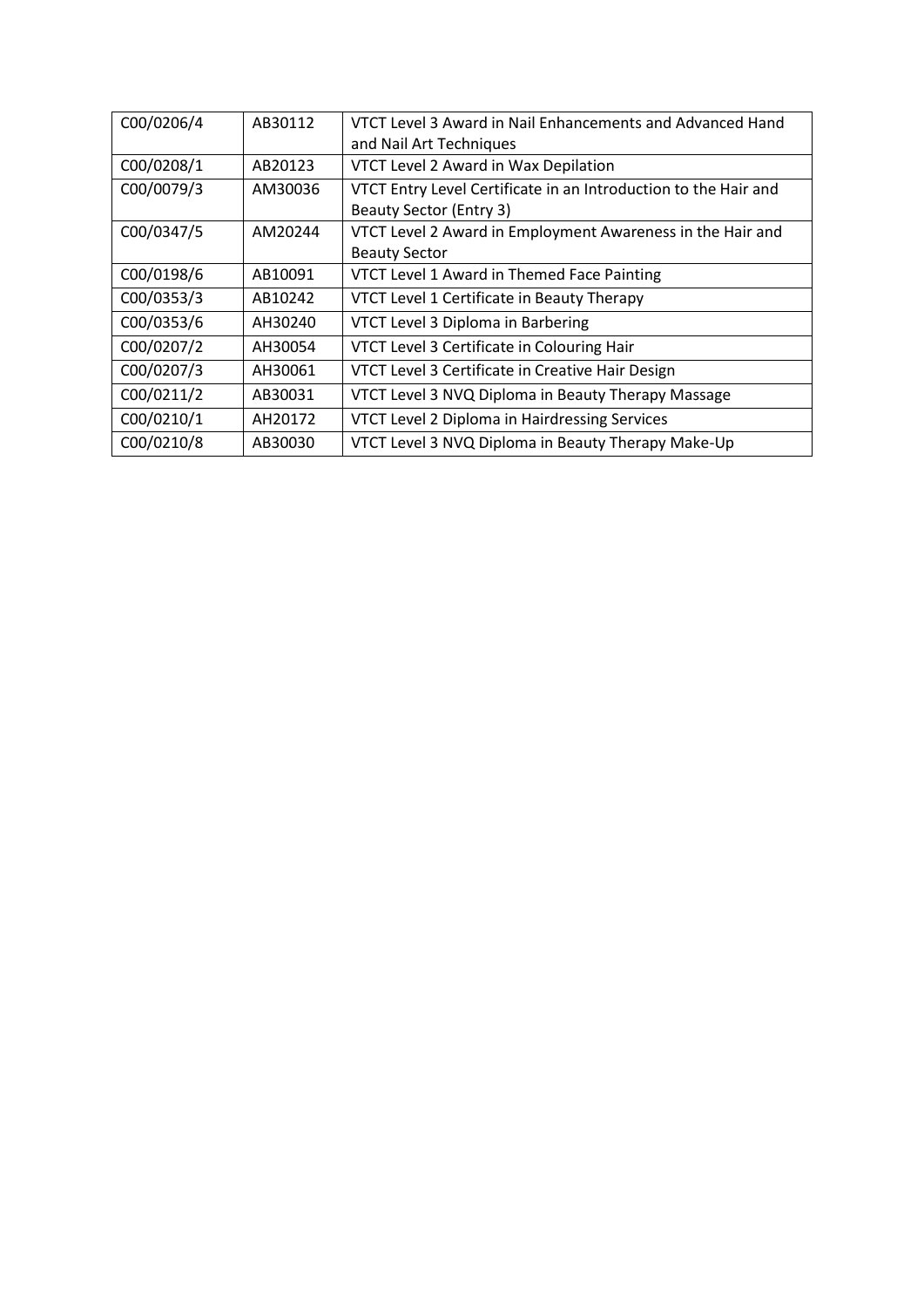| | | |
|---|---|---|
| C00/0206/4 | AB30112 | VTCT Level 3 Award in Nail Enhancements and Advanced Hand and Nail Art Techniques |
| C00/0208/1 | AB20123 | VTCT Level 2 Award in Wax Depilation |
| C00/0079/3 | AM30036 | VTCT Entry Level Certificate in an Introduction to the Hair and Beauty Sector (Entry 3) |
| C00/0347/5 | AM20244 | VTCT Level 2 Award in Employment Awareness in the Hair and Beauty Sector |
| C00/0198/6 | AB10091 | VTCT Level 1 Award in Themed Face Painting |
| C00/0353/3 | AB10242 | VTCT Level 1 Certificate in Beauty Therapy |
| C00/0353/6 | AH30240 | VTCT Level 3 Diploma in Barbering |
| C00/0207/2 | AH30054 | VTCT Level 3 Certificate in Colouring Hair |
| C00/0207/3 | AH30061 | VTCT Level 3 Certificate in Creative Hair Design |
| C00/0211/2 | AB30031 | VTCT Level 3 NVQ Diploma in Beauty Therapy Massage |
| C00/0210/1 | AH20172 | VTCT Level 2 Diploma in Hairdressing Services |
| C00/0210/8 | AB30030 | VTCT Level 3 NVQ Diploma in Beauty Therapy Make-Up |